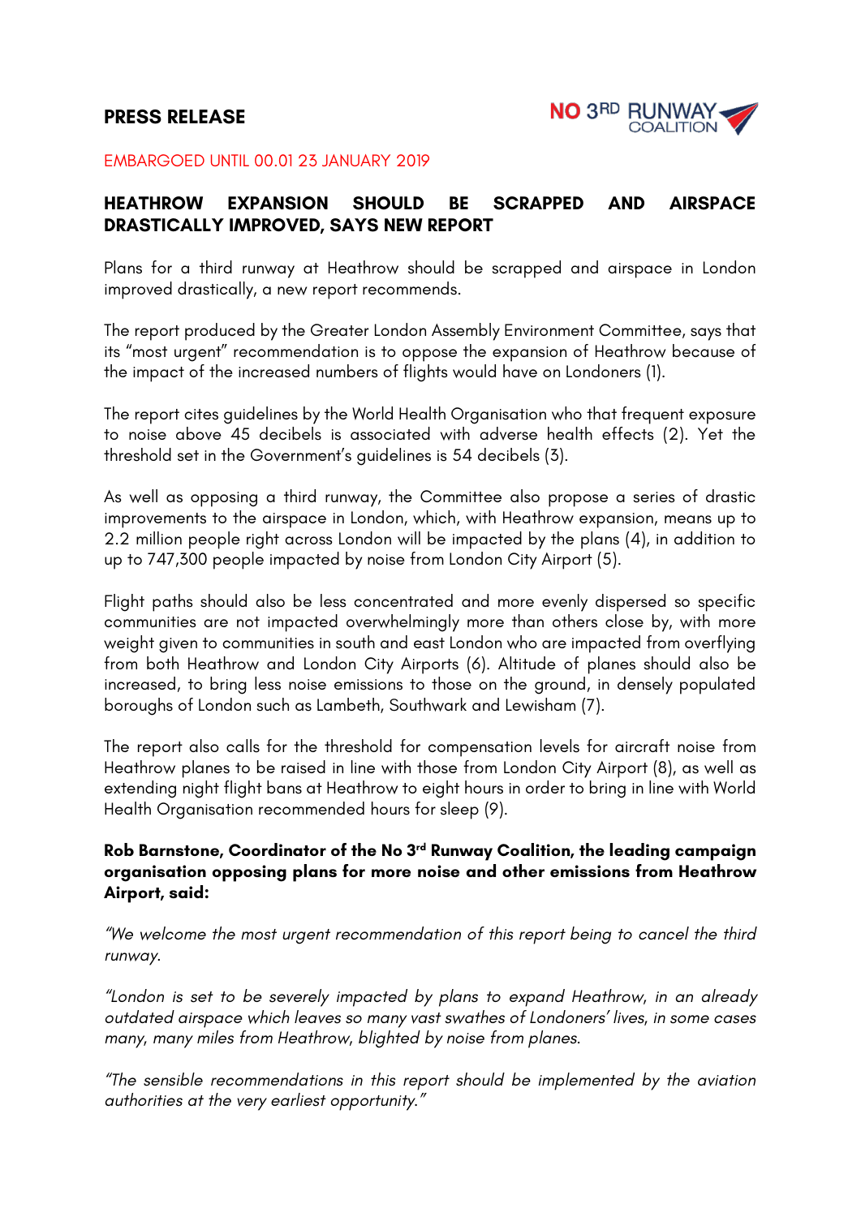**PRESS RELEASE**

NO 3RD RUNWAY COALITION

EMBARGOED UNTIL 00.01 23 JANUARY 2019

## HEATHROW EXPANSION SHOULD BE SCRAPPED AND AIRSPACE DRASTICALLY IMPROVED, SAYS NEW REPORT

Plans for a third runway at Heathrow should be scrapped and airspace in London improved drastically, a new report recommends.

The report produced by the Greater London Assembly Environment Committee, says that its "most urgent" recommendation is to oppose the expansion of Heathrow because of the impact of the increased numbers of flights would have on Londoners (1).

The report cites guidelines by the World Health Organisation who that frequent exposure to noise above 45 decibels is associated with adverse health effects (2). Yet the threshold set in the Government's guidelines is 54 decibels (3).

As well as opposing a third runway, the Committee also propose a series of drastic improvements to the airspace in London, which, with Heathrow expansion, means up to 2.2 million people right across London will be impacted by the plans (4), in addition to up to 747,300 people impacted by noise from London City Airport (5).

Flight paths should also be less concentrated and more evenly dispersed so specific communities are not impacted overwhelmingly more than others close by, with more weight given to communities in south and east London who are impacted from overflying from both Heathrow and London City Airports (6). Altitude of planes should also be increased, to bring less noise emissions to those on the ground, in densely populated boroughs of London such as Lambeth, Southwark and Lewisham (7).

The report also calls for the threshold for compensation levels for aircraft noise from Heathrow planes to be raised in line with those from London City Airport (8), as well as extending night flight bans at Heathrow to eight hours in order to bring in line with World Health Organisation recommended hours for sleep (9).

**Rob Barnstone, Coordinator of the No 3rd Runway Coalition, the leading campaign organisation opposing plans for more noise and other emissions from Heathrow Airport, said:**

*"We welcome the most urgent recommendation of this report being to cancel the third runway.*

*"London is set to be severely impacted by plans to expand Heathrow, in an already outdated airspace which leaves so many vast swathes of Londoners' lives, in some cases many, many miles from Heathrow, blighted by noise from planes.*

*"The sensible recommendations in this report should be implemented by the aviation authorities at the very earliest opportunity."*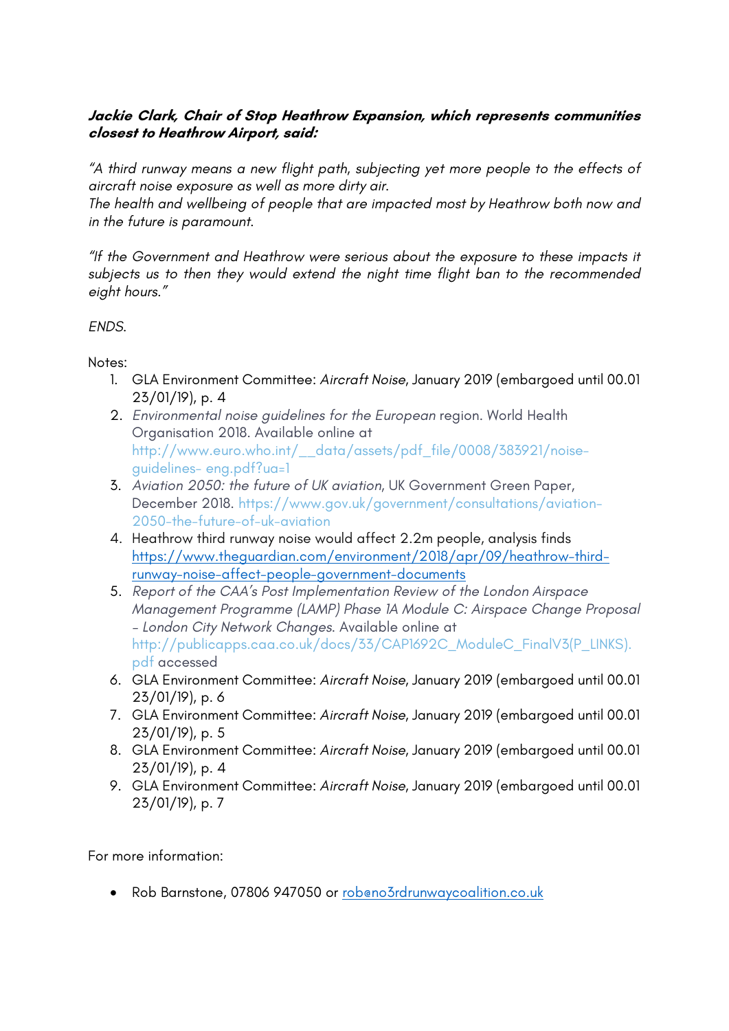***Jackie Clark, Chair of Stop Heathrow Expansion, which represents communities closest to Heathrow Airport, said:***

*"A third runway means a new flight path, subjecting yet more people to the effects of aircraft noise exposure as well as more dirty air.*
*The health and wellbeing of people that are impacted most by Heathrow both now and in the future is paramount.*

*"If the Government and Heathrow were serious about the exposure to these impacts it subjects us to then they would extend the night time flight ban to the recommended eight hours."*

*ENDS.*

Notes:

1. GLA Environment Committee: *Aircraft Noise*, January 2019 (embargoed until 00.01 23/01/19), p. 4
2. *Environmental noise guidelines for the European* region. World Health Organisation 2018. Available online at http://www.euro.who.int/__data/assets/pdf_file/0008/383921/noise-guidelines- eng.pdf?ua=1
3. *Aviation 2050: the future of UK aviation*, UK Government Green Paper, December 2018. https://www.gov.uk/government/consultations/aviation-2050-the-future-of-uk-aviation
4. Heathrow third runway noise would affect 2.2m people, analysis finds https://www.theguardian.com/environment/2018/apr/09/heathrow-third-runway-noise-affect-people-government-documents
5. *Report of the CAA's Post Implementation Review of the London Airspace Management Programme (LAMP) Phase 1A Module C: Airspace Change Proposal – London City Network Changes.* Available online at http://publicapps.caa.co.uk/docs/33/CAP1692C_ModuleC_FinalV3(P_LINKS).pdf accessed
6. GLA Environment Committee: *Aircraft Noise*, January 2019 (embargoed until 00.01 23/01/19), p. 6
7. GLA Environment Committee: *Aircraft Noise*, January 2019 (embargoed until 00.01 23/01/19), p. 5
8. GLA Environment Committee: *Aircraft Noise*, January 2019 (embargoed until 00.01 23/01/19), p. 4
9. GLA Environment Committee: *Aircraft Noise*, January 2019 (embargoed until 00.01 23/01/19), p. 7

For more information:

- Rob Barnstone, 07806 947050 or rob@no3rdrunwaycoalition.co.uk